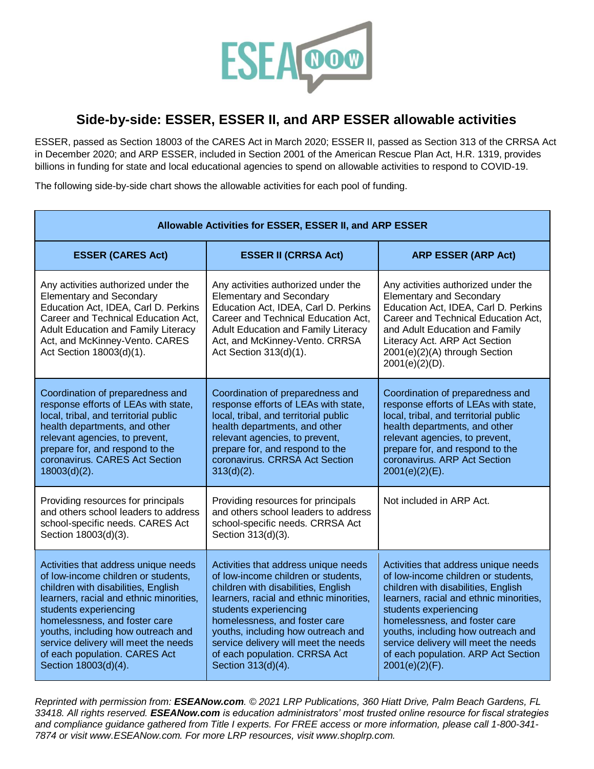## Side-by-side: ESSER, ESSER II, and ARP ESSER allowable activities

ESSER, passed as Section 18003 of the CARES Act in March 2020; ESSER II, passed as Section 313 of the CRRSA Act in December 2020; and ARP ESSER, included in Section 2001 of the American Rescue Plan Act, H.R. 1319, provides billions in funding for state and local educational agencies to spend on allowable activities to respond to COVID-19.

The following side-by-side chart shows the allowable activities for each pool of funding.

| **Allowable Activities for ESSER, ESSER II, and ARP ESSER** | | |
|---|---|---|
| **ESSER (CARES Act)** | **ESSER II (CRRSA Act)** | **ARP ESSER (ARP Act)** |
| Any activities authorized under the Elementary and Secondary Education Act, IDEA, Carl D. Perkins Career and Technical Education Act, Adult Education and Family Literacy Act, and McKinney-Vento. CARES Act Section 18003(d)(1). | Any activities authorized under the Elementary and Secondary Education Act, IDEA, Carl D. Perkins Career and Technical Education Act, Adult Education and Family Literacy Act, and McKinney-Vento. CRRSA Act Section 313(d)(1). | Any activities authorized under the Elementary and Secondary Education Act, IDEA, Carl D. Perkins Career and Technical Education Act, and Adult Education and Family Literacy Act. ARP Act Section 2001(e)(2)(A) through Section 2001(e)(2)(D). |
| Coordination of preparedness and response efforts of LEAs with state, local, tribal, and territorial public health departments, and other relevant agencies, to prevent, prepare for, and respond to the coronavirus. CARES Act Section 18003(d)(2). | Coordination of preparedness and response efforts of LEAs with state, local, tribal, and territorial public health departments, and other relevant agencies, to prevent, prepare for, and respond to the coronavirus. CRRSA Act Section 313(d)(2). | Coordination of preparedness and response efforts of LEAs with state, local, tribal, and territorial public health departments, and other relevant agencies, to prevent, prepare for, and respond to the coronavirus. ARP Act Section 2001(e)(2)(E). |
| Providing resources for principals and others school leaders to address school-specific needs. CARES Act Section 18003(d)(3). | Providing resources for principals and others school leaders to address school-specific needs. CRRSA Act Section 313(d)(3). | Not included in ARP Act. |
| Activities that address unique needs of low-income children or students, children with disabilities, English learners, racial and ethnic minorities, students experiencing homelessness, and foster care youths, including how outreach and service delivery will meet the needs of each population. CARES Act Section 18003(d)(4). | Activities that address unique needs of low-income children or students, children with disabilities, English learners, racial and ethnic minorities, students experiencing homelessness, and foster care youths, including how outreach and service delivery will meet the needs of each population. CRRSA Act Section 313(d)(4). | Activities that address unique needs of low-income children or students, children with disabilities, English learners, racial and ethnic minorities, students experiencing homelessness, and foster care youths, including how outreach and service delivery will meet the needs of each population. ARP Act Section 2001(e)(2)(F). |

*Reprinted with permission from: **ESEANow.com**. © 2021 LRP Publications, 360 Hiatt Drive, Palm Beach Gardens, FL 33418. All rights reserved. **ESEANow.com** is education administrators' most trusted online resource for fiscal strategies and compliance guidance gathered from Title I experts. For FREE access or more information, please call 1-800-341-7874 or visit www.ESEANow.com. For more LRP resources, visit www.shoplrp.com.*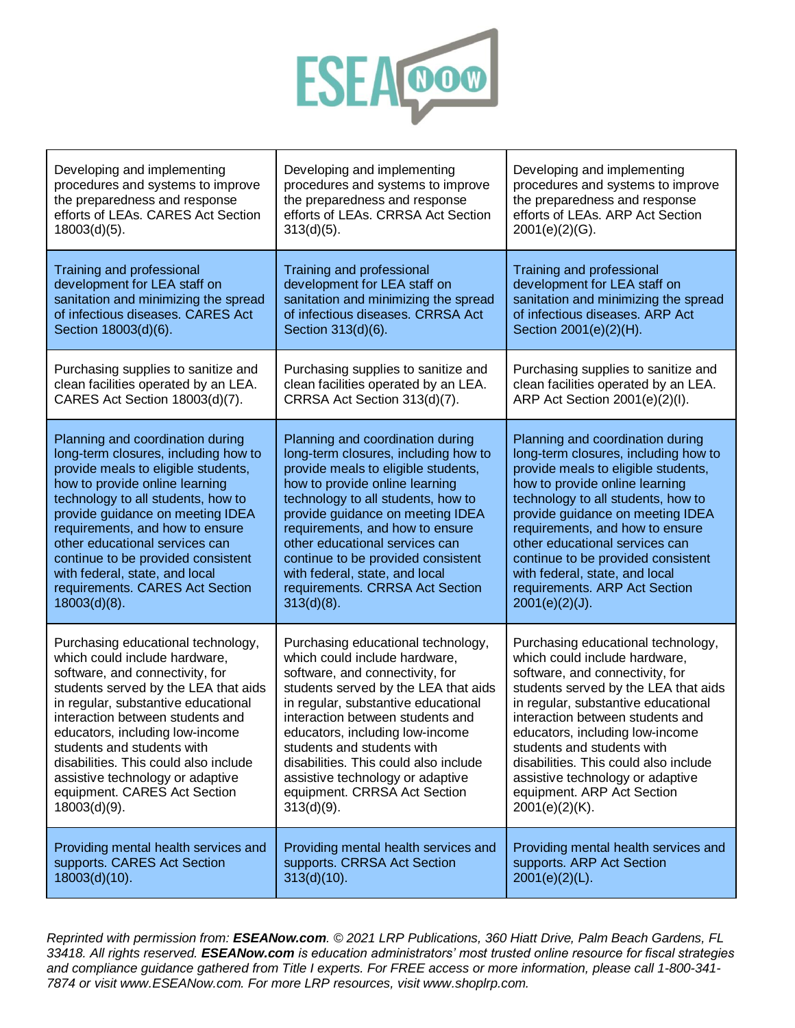| | | |
|---|---|---|
| Developing and implementing procedures and systems to improve the preparedness and response efforts of LEAs. CARES Act Section 18003(d)(5). | Developing and implementing procedures and systems to improve the preparedness and response efforts of LEAs. CRRSA Act Section 313(d)(5). | Developing and implementing procedures and systems to improve the preparedness and response efforts of LEAs. ARP Act Section 2001(e)(2)(G). |
| Training and professional development for LEA staff on sanitation and minimizing the spread of infectious diseases. CARES Act Section 18003(d)(6). | Training and professional development for LEA staff on sanitation and minimizing the spread of infectious diseases. CRRSA Act Section 313(d)(6). | Training and professional development for LEA staff on sanitation and minimizing the spread of infectious diseases. ARP Act Section 2001(e)(2)(H). |
| Purchasing supplies to sanitize and clean facilities operated by an LEA. CARES Act Section 18003(d)(7). | Purchasing supplies to sanitize and clean facilities operated by an LEA. CRRSA Act Section 313(d)(7). | Purchasing supplies to sanitize and clean facilities operated by an LEA. ARP Act Section 2001(e)(2)(I). |
| Planning and coordination during long-term closures, including how to provide meals to eligible students, how to provide online learning technology to all students, how to provide guidance on meeting IDEA requirements, and how to ensure other educational services can continue to be provided consistent with federal, state, and local requirements. CARES Act Section 18003(d)(8). | Planning and coordination during long-term closures, including how to provide meals to eligible students, how to provide online learning technology to all students, how to provide guidance on meeting IDEA requirements, and how to ensure other educational services can continue to be provided consistent with federal, state, and local requirements. CRRSA Act Section 313(d)(8). | Planning and coordination during long-term closures, including how to provide meals to eligible students, how to provide online learning technology to all students, how to provide guidance on meeting IDEA requirements, and how to ensure other educational services can continue to be provided consistent with federal, state, and local requirements. ARP Act Section 2001(e)(2)(J). |
| Purchasing educational technology, which could include hardware, software, and connectivity, for students served by the LEA that aids in regular, substantive educational interaction between students and educators, including low-income students and students with disabilities. This could also include assistive technology or adaptive equipment. CARES Act Section 18003(d)(9). | Purchasing educational technology, which could include hardware, software, and connectivity, for students served by the LEA that aids in regular, substantive educational interaction between students and educators, including low-income students and students with disabilities. This could also include assistive technology or adaptive equipment. CRRSA Act Section 313(d)(9). | Purchasing educational technology, which could include hardware, software, and connectivity, for students served by the LEA that aids in regular, substantive educational interaction between students and educators, including low-income students and students with disabilities. This could also include assistive technology or adaptive equipment. ARP Act Section 2001(e)(2)(K). |
| Providing mental health services and supports. CARES Act Section 18003(d)(10). | Providing mental health services and supports. CRRSA Act Section 313(d)(10). | Providing mental health services and supports. ARP Act Section 2001(e)(2)(L). |

*Reprinted with permission from:* ***ESEANow.com****. © 2021 LRP Publications, 360 Hiatt Drive, Palm Beach Gardens, FL 33418. All rights reserved.* ***ESEANow.com*** *is education administrators' most trusted online resource for fiscal strategies and compliance guidance gathered from Title I experts. For FREE access or more information, please call 1-800-341-7874 or visit www.ESEANow.com. For more LRP resources, visit www.shoplrp.com.*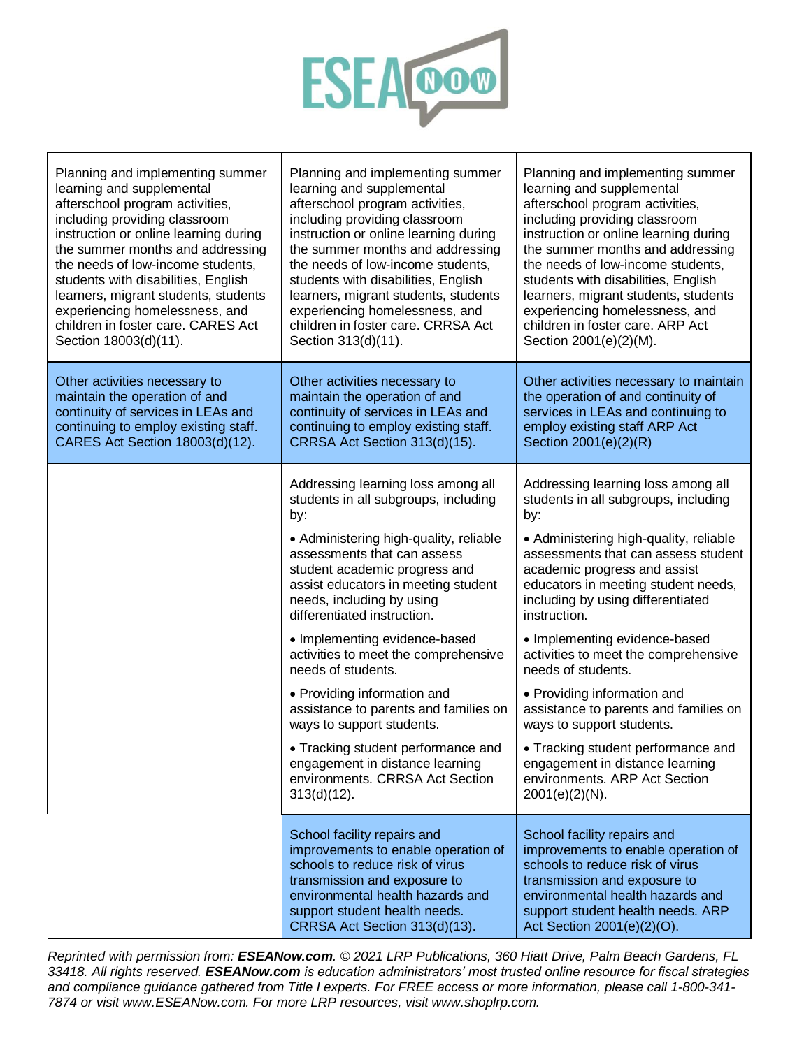| | | |
|---|---|---|
| Planning and implementing summer learning and supplemental afterschool program activities, including providing classroom instruction or online learning during the summer months and addressing the needs of low-income students, students with disabilities, English learners, migrant students, students experiencing homelessness, and children in foster care. CARES Act Section 18003(d)(11). | Planning and implementing summer learning and supplemental afterschool program activities, including providing classroom instruction or online learning during the summer months and addressing the needs of low-income students, students with disabilities, English learners, migrant students, students experiencing homelessness, and children in foster care. CRRSA Act Section 313(d)(11). | Planning and implementing summer learning and supplemental afterschool program activities, including providing classroom instruction or online learning during the summer months and addressing the needs of low-income students, students with disabilities, English learners, migrant students, students experiencing homelessness, and children in foster care. ARP Act Section 2001(e)(2)(M). |
| Other activities necessary to maintain the operation of and continuity of services in LEAs and continuing to employ existing staff. CARES Act Section 18003(d)(12). | Other activities necessary to maintain the operation of and continuity of services in LEAs and continuing to employ existing staff. CRRSA Act Section 313(d)(15). | Other activities necessary to maintain the operation of and continuity of services in LEAs and continuing to employ existing staff ARP Act Section 2001(e)(2)(R) |
| | Addressing learning loss among all students in all subgroups, including by:<br><br>• Administering high-quality, reliable assessments that can assess student academic progress and assist educators in meeting student needs, including by using differentiated instruction.<br><br>• Implementing evidence-based activities to meet the comprehensive needs of students.<br><br>• Providing information and assistance to parents and families on ways to support students.<br><br>• Tracking student performance and engagement in distance learning environments. CRRSA Act Section 313(d)(12). | Addressing learning loss among all students in all subgroups, including by:<br><br>• Administering high-quality, reliable assessments that can assess student academic progress and assist educators in meeting student needs, including by using differentiated instruction.<br><br>• Implementing evidence-based activities to meet the comprehensive needs of students.<br><br>• Providing information and assistance to parents and families on ways to support students.<br><br>• Tracking student performance and engagement in distance learning environments. ARP Act Section 2001(e)(2)(N). |
| | School facility repairs and improvements to enable operation of schools to reduce risk of virus transmission and exposure to environmental health hazards and support student health needs. CRRSA Act Section 313(d)(13). | School facility repairs and improvements to enable operation of schools to reduce risk of virus transmission and exposure to environmental health hazards and support student health needs. ARP Act Section 2001(e)(2)(O). |

*Reprinted with permission from: **ESEANow.com**. © 2021 LRP Publications, 360 Hiatt Drive, Palm Beach Gardens, FL 33418. All rights reserved. **ESEANow.com** is education administrators' most trusted online resource for fiscal strategies and compliance guidance gathered from Title I experts. For FREE access or more information, please call 1-800-341-7874 or visit www.ESEANow.com. For more LRP resources, visit www.shoplrp.com.*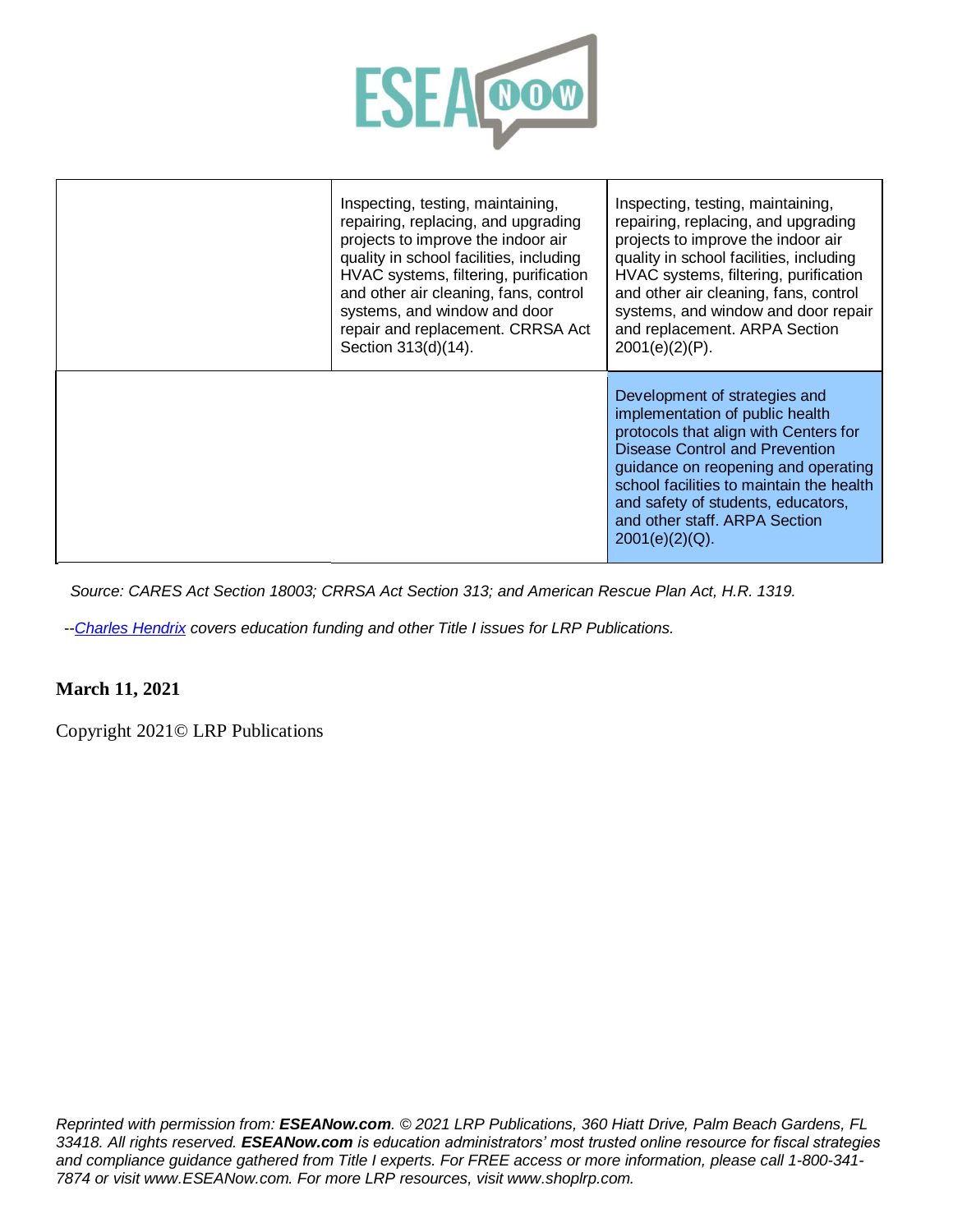| | | |
|---|---|---|
| | Inspecting, testing, maintaining, repairing, replacing, and upgrading projects to improve the indoor air quality in school facilities, including HVAC systems, filtering, purification and other air cleaning, fans, control systems, and window and door repair and replacement. CRRSA Act Section 313(d)(14). | Inspecting, testing, maintaining, repairing, replacing, and upgrading projects to improve the indoor air quality in school facilities, including HVAC systems, filtering, purification and other air cleaning, fans, control systems, and window and door repair and replacement. ARPA Section 2001(e)(2)(P). |
| | | Development of strategies and implementation of public health protocols that align with Centers for Disease Control and Prevention guidance on reopening and operating school facilities to maintain the health and safety of students, educators, and other staff. ARPA Section 2001(e)(2)(Q). |

*Source: CARES Act Section 18003; CRRSA Act Section 313; and American Rescue Plan Act, H.R. 1319.*

*--Charles Hendrix covers education funding and other Title I issues for LRP Publications.*

**March 11, 2021**

Copyright 2021© LRP Publications

*Reprinted with permission from: **ESEANow.com**. © 2021 LRP Publications, 360 Hiatt Drive, Palm Beach Gardens, FL 33418. All rights reserved. **ESEANow.com** is education administrators' most trusted online resource for fiscal strategies and compliance guidance gathered from Title I experts. For FREE access or more information, please call 1-800-341-7874 or visit www.ESEANow.com. For more LRP resources, visit www.shoplrp.com.*